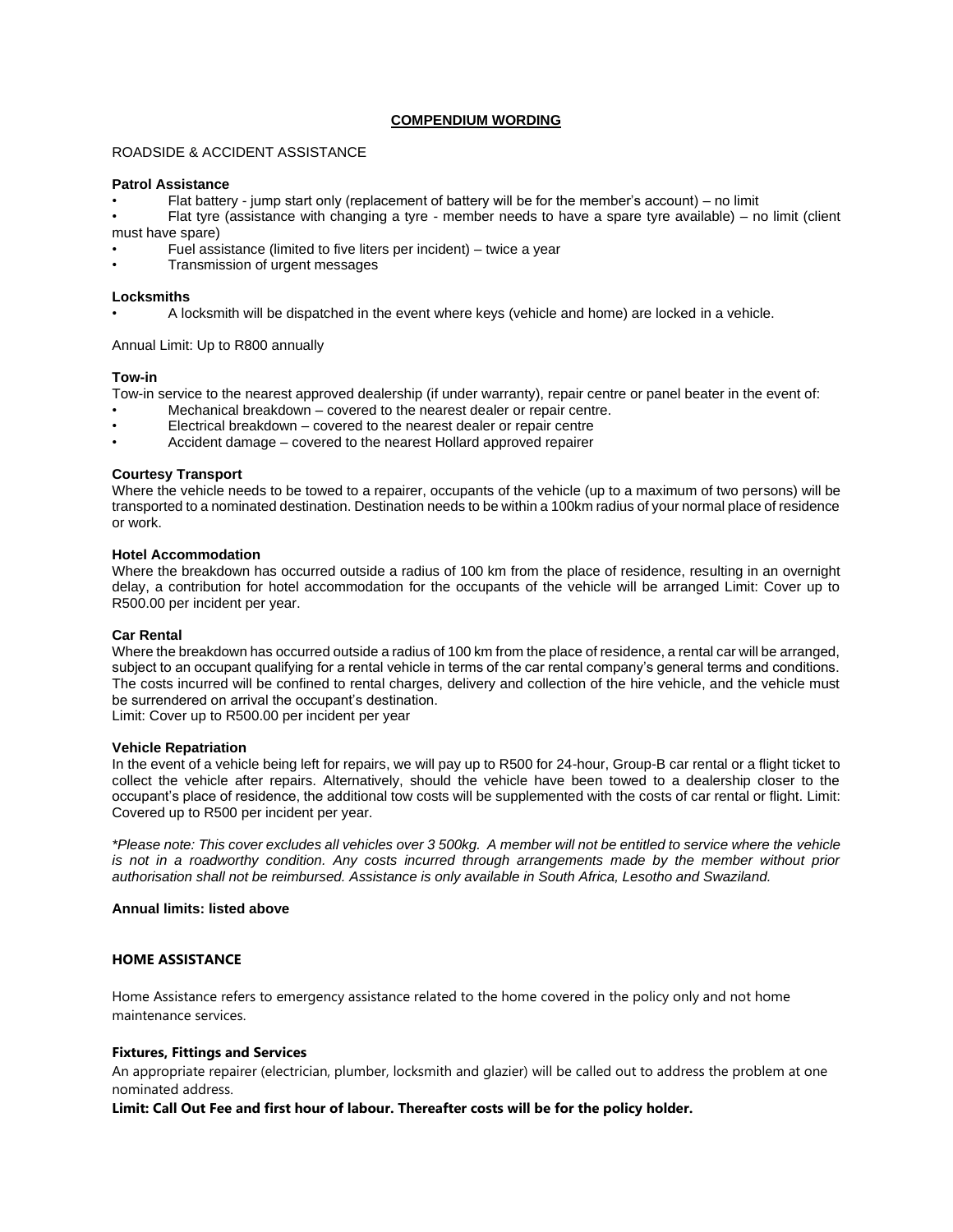# COMPENDIUM WORDING

ROADSIDE & ACCIDENT ASSISTANCE

**Patrol Assistance**

- Flat battery - jump start only (replacement of battery will be for the member's account) – no limit
- Flat tyre (assistance with changing a tyre - member needs to have a spare tyre available) – no limit (client must have spare)
- Fuel assistance (limited to five liters per incident) – twice a year
- Transmission of urgent messages

**Locksmiths**

- A locksmith will be dispatched in the event where keys (vehicle and home) are locked in a vehicle.

Annual Limit: Up to R800 annually

**Tow-in**

Tow-in service to the nearest approved dealership (if under warranty), repair centre or panel beater in the event of:

- Mechanical breakdown – covered to the nearest dealer or repair centre.
- Electrical breakdown – covered to the nearest dealer or repair centre
- Accident damage – covered to the nearest Hollard approved repairer

**Courtesy Transport**

Where the vehicle needs to be towed to a repairer, occupants of the vehicle (up to a maximum of two persons) will be transported to a nominated destination. Destination needs to be within a 100km radius of your normal place of residence or work.

**Hotel Accommodation**

Where the breakdown has occurred outside a radius of 100 km from the place of residence, resulting in an overnight delay, a contribution for hotel accommodation for the occupants of the vehicle will be arranged Limit: Cover up to R500.00 per incident per year.

**Car Rental**

Where the breakdown has occurred outside a radius of 100 km from the place of residence, a rental car will be arranged, subject to an occupant qualifying for a rental vehicle in terms of the car rental company's general terms and conditions. The costs incurred will be confined to rental charges, delivery and collection of the hire vehicle, and the vehicle must be surrendered on arrival the occupant's destination.

Limit: Cover up to R500.00 per incident per year

**Vehicle Repatriation**

In the event of a vehicle being left for repairs, we will pay up to R500 for 24-hour, Group-B car rental or a flight ticket to collect the vehicle after repairs. Alternatively, should the vehicle have been towed to a dealership closer to the occupant's place of residence, the additional tow costs will be supplemented with the costs of car rental or flight. Limit: Covered up to R500 per incident per year.

*\*Please note: This cover excludes all vehicles over 3 500kg. A member will not be entitled to service where the vehicle is not in a roadworthy condition. Any costs incurred through arrangements made by the member without prior authorisation shall not be reimbursed. Assistance is only available in South Africa, Lesotho and Swaziland.*

**Annual limits: listed above**

## HOME ASSISTANCE

Home Assistance refers to emergency assistance related to the home covered in the policy only and not home maintenance services.

**Fixtures, Fittings and Services**

An appropriate repairer (electrician, plumber, locksmith and glazier) will be called out to address the problem at one nominated address.

**Limit: Call Out Fee and first hour of labour. Thereafter costs will be for the policy holder.**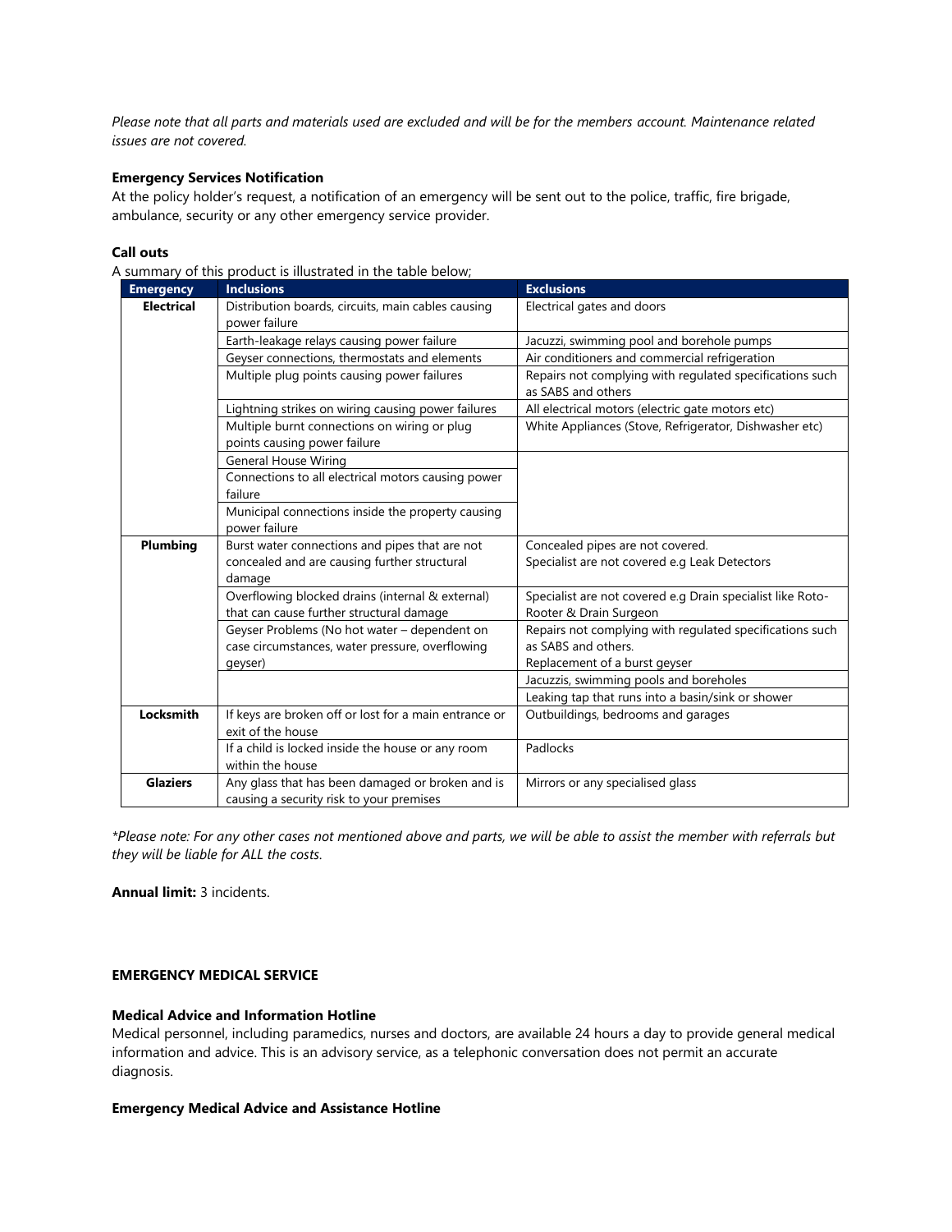*Please note that all parts and materials used are excluded and will be for the members account. Maintenance related issues are not covered.*

**Emergency Services Notification**

At the policy holder's request, a notification of an emergency will be sent out to the police, traffic, fire brigade, ambulance, security or any other emergency service provider.

**Call outs**

A summary of this product is illustrated in the table below;

| Emergency | Inclusions | Exclusions |
| --- | --- | --- |
| **Electrical** | Distribution boards, circuits, main cables causing power failure | Electrical gates and doors |
| | Earth-leakage relays causing power failure | Jacuzzi, swimming pool and borehole pumps |
| | Geyser connections, thermostats and elements | Air conditioners and commercial refrigeration |
| | Multiple plug points causing power failures | Repairs not complying with regulated specifications such as SABS and others |
| | Lightning strikes on wiring causing power failures | All electrical motors (electric gate motors etc) |
| | Multiple burnt connections on wiring or plug points causing power failure | White Appliances (Stove, Refrigerator, Dishwasher etc) |
| | General House Wiring | |
| | Connections to all electrical motors causing power failure | |
| | Municipal connections inside the property causing power failure | |
| **Plumbing** | Burst water connections and pipes that are not concealed and are causing further structural damage | Concealed pipes are not covered. Specialist are not covered e.g Leak Detectors |
| | Overflowing blocked drains (internal & external) that can cause further structural damage | Specialist are not covered e.g Drain specialist like Roto-Rooter & Drain Surgeon |
| | Geyser Problems (No hot water – dependent on case circumstances, water pressure, overflowing geyser) | Repairs not complying with regulated specifications such as SABS and others. Replacement of a burst geyser |
| | | Jacuzzis, swimming pools and boreholes |
| | | Leaking tap that runs into a basin/sink or shower |
| **Locksmith** | If keys are broken off or lost for a main entrance or exit of the house | Outbuildings, bedrooms and garages |
| | If a child is locked inside the house or any room within the house | Padlocks |
| **Glaziers** | Any glass that has been damaged or broken and is causing a security risk to your premises | Mirrors or any specialised glass |

*\*Please note: For any other cases not mentioned above and parts, we will be able to assist the member with referrals but they will be liable for ALL the costs.*

**Annual limit:** 3 incidents.

**EMERGENCY MEDICAL SERVICE**

**Medical Advice and Information Hotline**

Medical personnel, including paramedics, nurses and doctors, are available 24 hours a day to provide general medical information and advice. This is an advisory service, as a telephonic conversation does not permit an accurate diagnosis.

**Emergency Medical Advice and Assistance Hotline**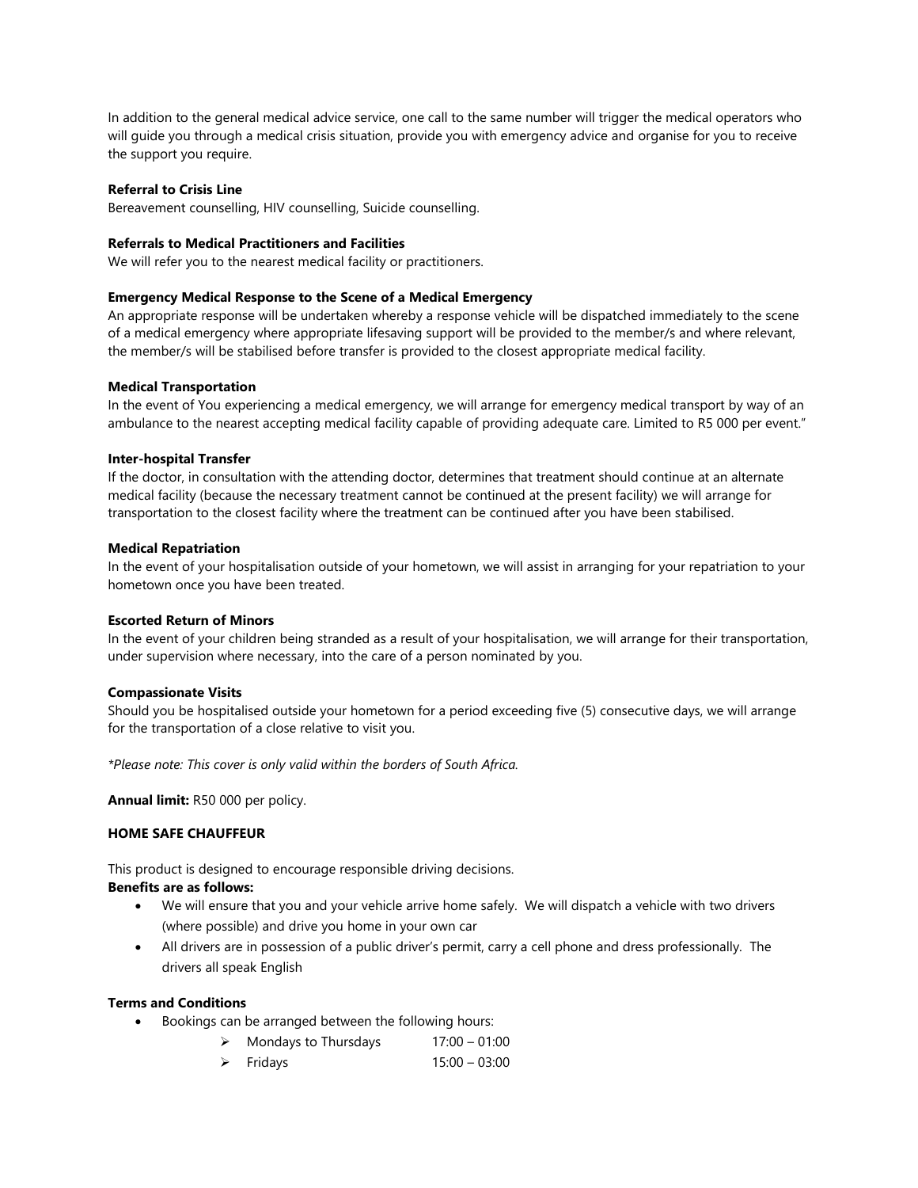In addition to the general medical advice service, one call to the same number will trigger the medical operators who will guide you through a medical crisis situation, provide you with emergency advice and organise for you to receive the support you require.

**Referral to Crisis Line**
Bereavement counselling, HIV counselling, Suicide counselling.

**Referrals to Medical Practitioners and Facilities**
We will refer you to the nearest medical facility or practitioners.

**Emergency Medical Response to the Scene of a Medical Emergency**
An appropriate response will be undertaken whereby a response vehicle will be dispatched immediately to the scene of a medical emergency where appropriate lifesaving support will be provided to the member/s and where relevant, the member/s will be stabilised before transfer is provided to the closest appropriate medical facility.

**Medical Transportation**
In the event of You experiencing a medical emergency, we will arrange for emergency medical transport by way of an ambulance to the nearest accepting medical facility capable of providing adequate care. Limited to R5 000 per event."

**Inter-hospital Transfer**
If the doctor, in consultation with the attending doctor, determines that treatment should continue at an alternate medical facility (because the necessary treatment cannot be continued at the present facility) we will arrange for transportation to the closest facility where the treatment can be continued after you have been stabilised.

**Medical Repatriation**
In the event of your hospitalisation outside of your hometown, we will assist in arranging for your repatriation to your hometown once you have been treated.

**Escorted Return of Minors**
In the event of your children being stranded as a result of your hospitalisation, we will arrange for their transportation, under supervision where necessary, into the care of a person nominated by you.

**Compassionate Visits**
Should you be hospitalised outside your hometown for a period exceeding five (5) consecutive days, we will arrange for the transportation of a close relative to visit you.

*\*Please note: This cover is only valid within the borders of South Africa.*

**Annual limit:** R50 000 per policy.

**HOME SAFE CHAUFFEUR**

This product is designed to encourage responsible driving decisions.

**Benefits are as follows:**

- We will ensure that you and your vehicle arrive home safely. We will dispatch a vehicle with two drivers (where possible) and drive you home in your own car
- All drivers are in possession of a public driver's permit, carry a cell phone and dress professionally. The drivers all speak English

**Terms and Conditions**

- Bookings can be arranged between the following hours:
  - Mondays to Thursdays 17:00 – 01:00
  - Fridays 15:00 – 03:00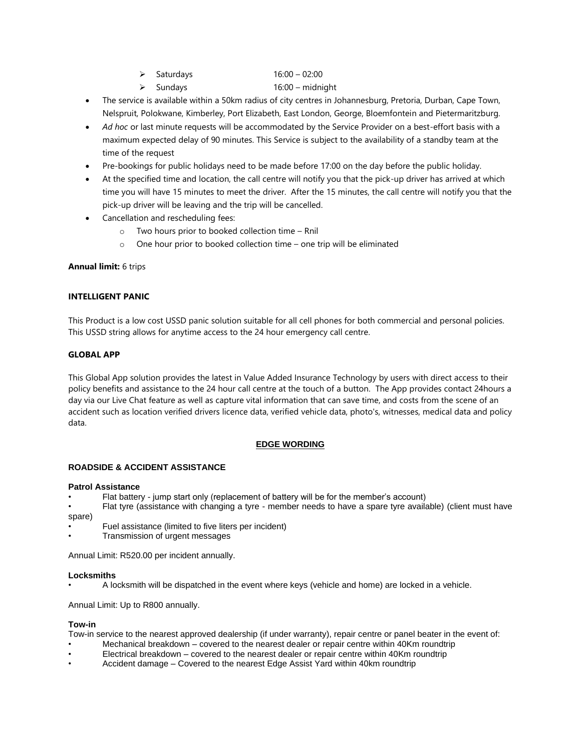- Saturdays 16:00 – 02:00
- Sundays 16:00 – midnight

- The service is available within a 50km radius of city centres in Johannesburg, Pretoria, Durban, Cape Town, Nelspruit, Polokwane, Kimberley, Port Elizabeth, East London, George, Bloemfontein and Pietermaritzburg.
- *Ad hoc* or last minute requests will be accommodated by the Service Provider on a best-effort basis with a maximum expected delay of 90 minutes. This Service is subject to the availability of a standby team at the time of the request
- Pre-bookings for public holidays need to be made before 17:00 on the day before the public holiday.
- At the specified time and location, the call centre will notify you that the pick-up driver has arrived at which time you will have 15 minutes to meet the driver. After the 15 minutes, the call centre will notify you that the pick-up driver will be leaving and the trip will be cancelled.
- Cancellation and rescheduling fees:
  - Two hours prior to booked collection time – Rnil
  - One hour prior to booked collection time – one trip will be eliminated

**Annual limit:** 6 trips

### INTELLIGENT PANIC

This Product is a low cost USSD panic solution suitable for all cell phones for both commercial and personal policies. This USSD string allows for anytime access to the 24 hour emergency call centre.

### GLOBAL APP

This Global App solution provides the latest in Value Added Insurance Technology by users with direct access to their policy benefits and assistance to the 24 hour call centre at the touch of a button. The App provides contact 24hours a day via our Live Chat feature as well as capture vital information that can save time, and costs from the scene of an accident such as location verified drivers licence data, verified vehicle data, photo's, witnesses, medical data and policy data.

## EDGE WORDING

### ROADSIDE & ACCIDENT ASSISTANCE

**Patrol Assistance**

- Flat battery - jump start only (replacement of battery will be for the member's account)
- Flat tyre (assistance with changing a tyre - member needs to have a spare tyre available) (client must have spare)
- Fuel assistance (limited to five liters per incident)
- Transmission of urgent messages

Annual Limit: R520.00 per incident annually.

**Locksmiths**

- A locksmith will be dispatched in the event where keys (vehicle and home) are locked in a vehicle.

Annual Limit: Up to R800 annually.

**Tow-in**

Tow-in service to the nearest approved dealership (if under warranty), repair centre or panel beater in the event of:

- Mechanical breakdown – covered to the nearest dealer or repair centre within 40Km roundtrip
- Electrical breakdown – covered to the nearest dealer or repair centre within 40Km roundtrip
- Accident damage – Covered to the nearest Edge Assist Yard within 40km roundtrip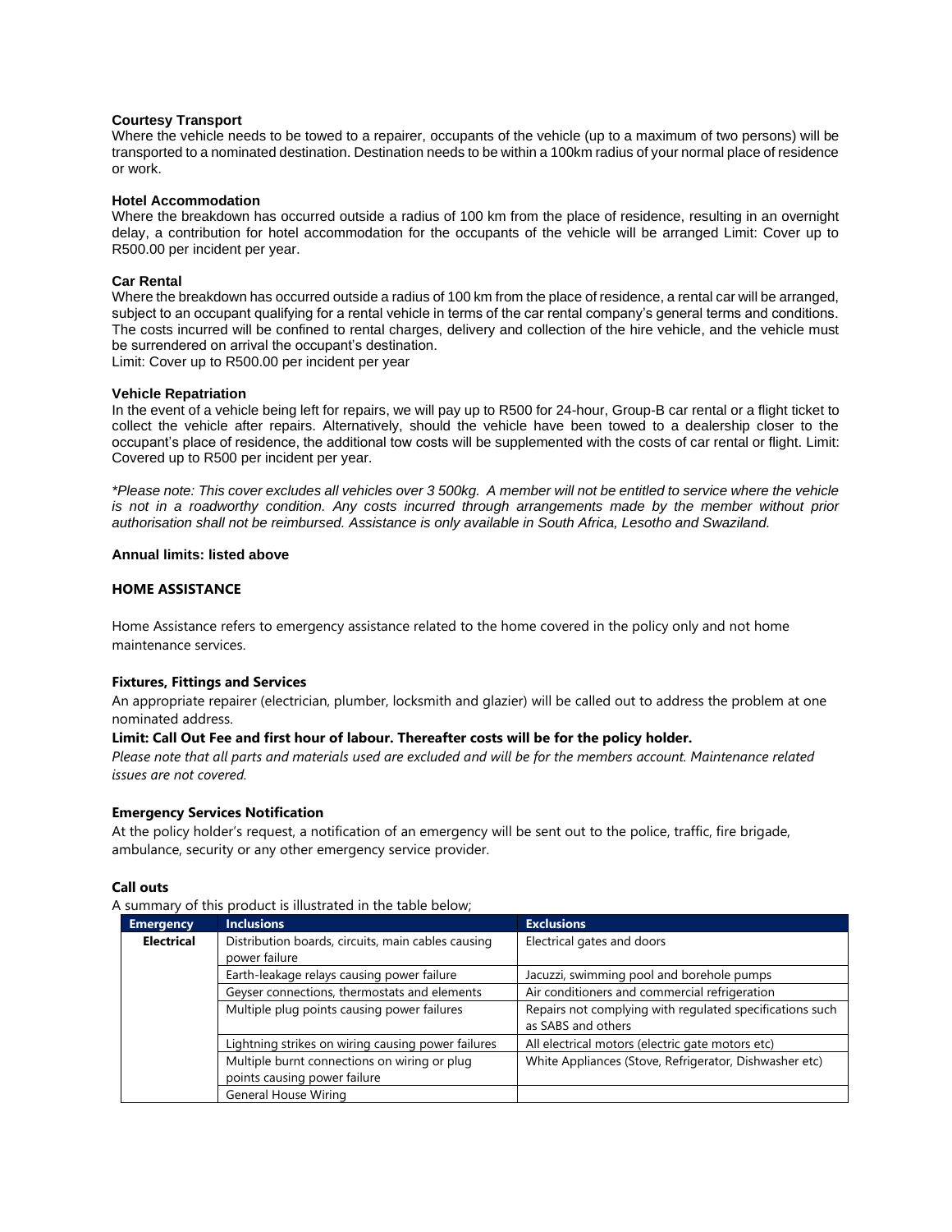**Courtesy Transport**

Where the vehicle needs to be towed to a repairer, occupants of the vehicle (up to a maximum of two persons) will be transported to a nominated destination. Destination needs to be within a 100km radius of your normal place of residence or work.

**Hotel Accommodation**

Where the breakdown has occurred outside a radius of 100 km from the place of residence, resulting in an overnight delay, a contribution for hotel accommodation for the occupants of the vehicle will be arranged Limit: Cover up to R500.00 per incident per year.

**Car Rental**

Where the breakdown has occurred outside a radius of 100 km from the place of residence, a rental car will be arranged, subject to an occupant qualifying for a rental vehicle in terms of the car rental company's general terms and conditions. The costs incurred will be confined to rental charges, delivery and collection of the hire vehicle, and the vehicle must be surrendered on arrival the occupant's destination.
Limit: Cover up to R500.00 per incident per year

**Vehicle Repatriation**

In the event of a vehicle being left for repairs, we will pay up to R500 for 24-hour, Group-B car rental or a flight ticket to collect the vehicle after repairs. Alternatively, should the vehicle have been towed to a dealership closer to the occupant's place of residence, the additional tow costs will be supplemented with the costs of car rental or flight. Limit: Covered up to R500 per incident per year.

*\*Please note: This cover excludes all vehicles over 3 500kg. A member will not be entitled to service where the vehicle is not in a roadworthy condition. Any costs incurred through arrangements made by the member without prior authorisation shall not be reimbursed. Assistance is only available in South Africa, Lesotho and Swaziland.*

**Annual limits: listed above**

**HOME ASSISTANCE**

Home Assistance refers to emergency assistance related to the home covered in the policy only and not home maintenance services.

**Fixtures, Fittings and Services**

An appropriate repairer (electrician, plumber, locksmith and glazier) will be called out to address the problem at one nominated address.

**Limit: Call Out Fee and first hour of labour. Thereafter costs will be for the policy holder.**

*Please note that all parts and materials used are excluded and will be for the members account. Maintenance related issues are not covered.*

**Emergency Services Notification**

At the policy holder's request, a notification of an emergency will be sent out to the police, traffic, fire brigade, ambulance, security or any other emergency service provider.

**Call outs**

A summary of this product is illustrated in the table below;

| Emergency | Inclusions | Exclusions |
|---|---|---|
| **Electrical** | Distribution boards, circuits, main cables causing power failure | Electrical gates and doors |
| | Earth-leakage relays causing power failure | Jacuzzi, swimming pool and borehole pumps |
| | Geyser connections, thermostats and elements | Air conditioners and commercial refrigeration |
| | Multiple plug points causing power failures | Repairs not complying with regulated specifications such as SABS and others |
| | Lightning strikes on wiring causing power failures | All electrical motors (electric gate motors etc) |
| | Multiple burnt connections on wiring or plug points causing power failure | White Appliances (Stove, Refrigerator, Dishwasher etc) |
| | General House Wiring | |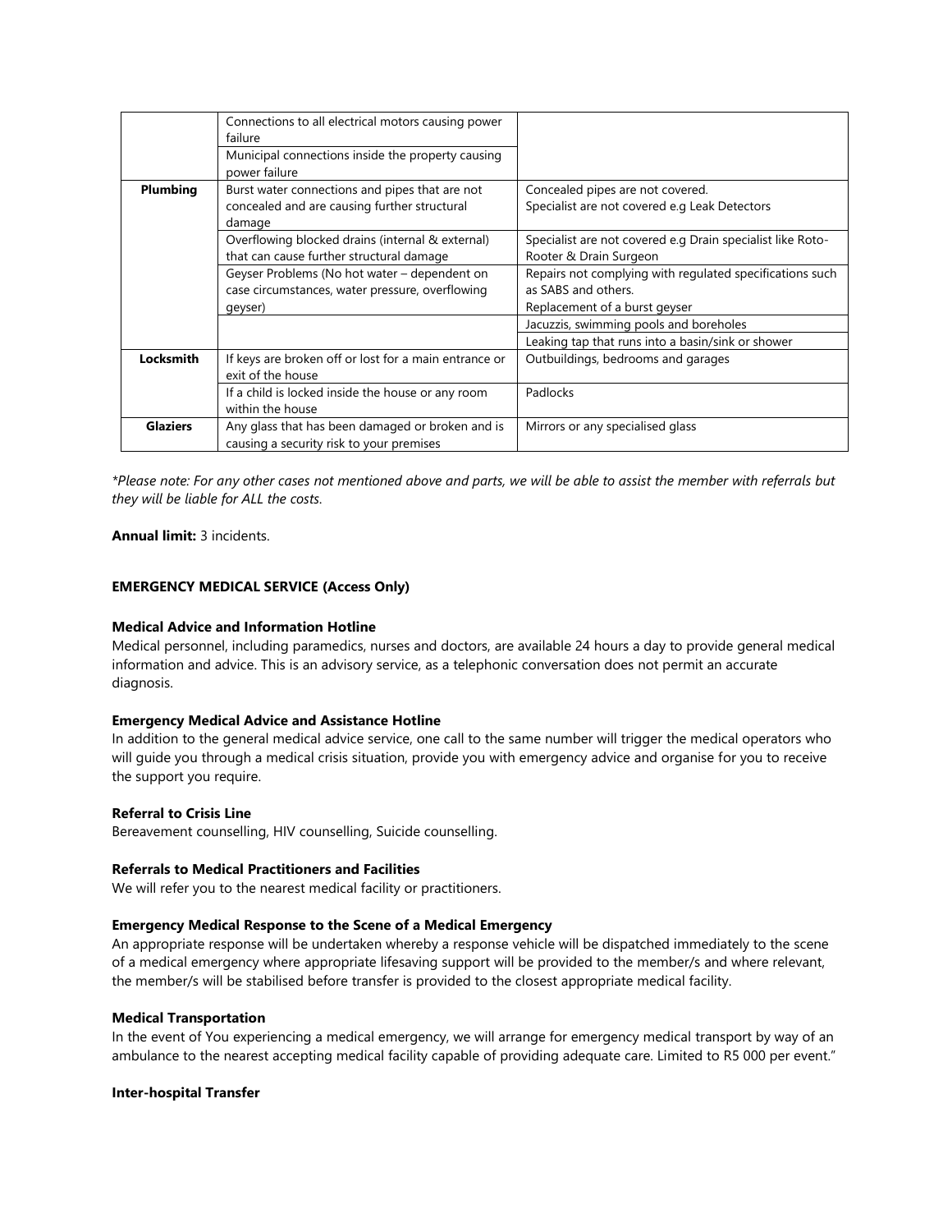| | | |
|---|---|---|
| | Connections to all electrical motors causing power failure | |
| | Municipal connections inside the property causing power failure | |
| **Plumbing** | Burst water connections and pipes that are not concealed and are causing further structural damage | Concealed pipes are not covered. Specialist are not covered e.g Leak Detectors |
| | Overflowing blocked drains (internal & external) that can cause further structural damage | Specialist are not covered e.g Drain specialist like Roto-Rooter & Drain Surgeon |
| | Geyser Problems (No hot water – dependent on case circumstances, water pressure, overflowing geyser) | Repairs not complying with regulated specifications such as SABS and others. Replacement of a burst geyser |
| | | Jacuzzis, swimming pools and boreholes |
| | | Leaking tap that runs into a basin/sink or shower |
| **Locksmith** | If keys are broken off or lost for a main entrance or exit of the house | Outbuildings, bedrooms and garages |
| | If a child is locked inside the house or any room within the house | Padlocks |
| **Glaziers** | Any glass that has been damaged or broken and is causing a security risk to your premises | Mirrors or any specialised glass |

*\*Please note: For any other cases not mentioned above and parts, we will be able to assist the member with referrals but they will be liable for ALL the costs.*

**Annual limit:** 3 incidents.

**EMERGENCY MEDICAL SERVICE (Access Only)**

**Medical Advice and Information Hotline**

Medical personnel, including paramedics, nurses and doctors, are available 24 hours a day to provide general medical information and advice. This is an advisory service, as a telephonic conversation does not permit an accurate diagnosis.

**Emergency Medical Advice and Assistance Hotline**

In addition to the general medical advice service, one call to the same number will trigger the medical operators who will guide you through a medical crisis situation, provide you with emergency advice and organise for you to receive the support you require.

**Referral to Crisis Line**

Bereavement counselling, HIV counselling, Suicide counselling.

**Referrals to Medical Practitioners and Facilities**

We will refer you to the nearest medical facility or practitioners.

**Emergency Medical Response to the Scene of a Medical Emergency**

An appropriate response will be undertaken whereby a response vehicle will be dispatched immediately to the scene of a medical emergency where appropriate lifesaving support will be provided to the member/s and where relevant, the member/s will be stabilised before transfer is provided to the closest appropriate medical facility.

**Medical Transportation**

In the event of You experiencing a medical emergency, we will arrange for emergency medical transport by way of an ambulance to the nearest accepting medical facility capable of providing adequate care. Limited to R5 000 per event."

**Inter-hospital Transfer**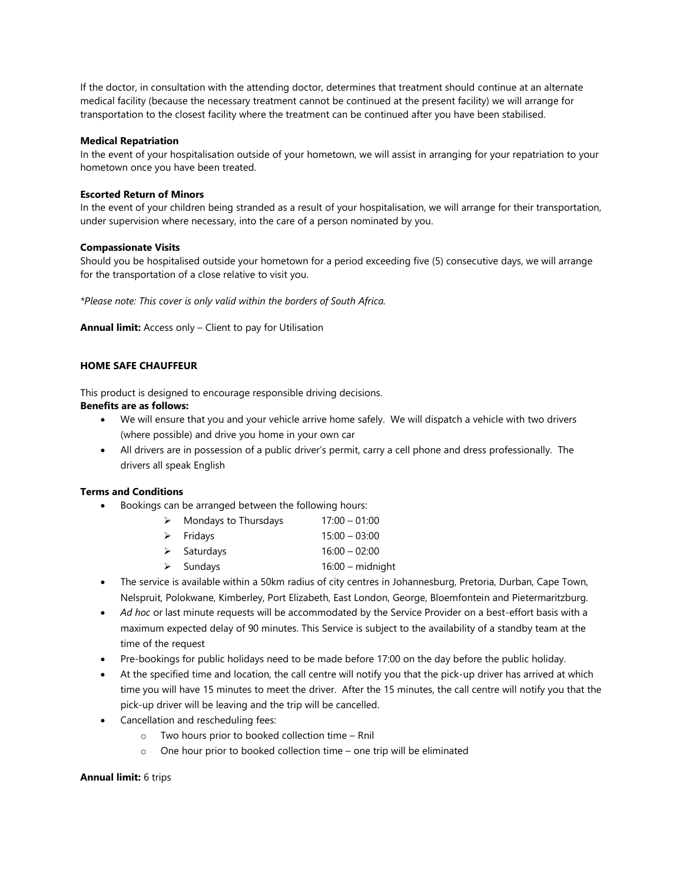If the doctor, in consultation with the attending doctor, determines that treatment should continue at an alternate medical facility (because the necessary treatment cannot be continued at the present facility) we will arrange for transportation to the closest facility where the treatment can be continued after you have been stabilised.

**Medical Repatriation**

In the event of your hospitalisation outside of your hometown, we will assist in arranging for your repatriation to your hometown once you have been treated.

**Escorted Return of Minors**

In the event of your children being stranded as a result of your hospitalisation, we will arrange for their transportation, under supervision where necessary, into the care of a person nominated by you.

**Compassionate Visits**

Should you be hospitalised outside your hometown for a period exceeding five (5) consecutive days, we will arrange for the transportation of a close relative to visit you.

*\*Please note: This cover is only valid within the borders of South Africa.*

**Annual limit:** Access only – Client to pay for Utilisation

**HOME SAFE CHAUFFEUR**

This product is designed to encourage responsible driving decisions.

**Benefits are as follows:**

- We will ensure that you and your vehicle arrive home safely. We will dispatch a vehicle with two drivers (where possible) and drive you home in your own car
- All drivers are in possession of a public driver's permit, carry a cell phone and dress professionally. The drivers all speak English

**Terms and Conditions**

- Bookings can be arranged between the following hours:
  - Mondays to Thursdays 17:00 – 01:00
  - Fridays 15:00 – 03:00
  - Saturdays 16:00 – 02:00
  - Sundays 16:00 – midnight
- The service is available within a 50km radius of city centres in Johannesburg, Pretoria, Durban, Cape Town, Nelspruit, Polokwane, Kimberley, Port Elizabeth, East London, George, Bloemfontein and Pietermaritzburg.
- *Ad hoc* or last minute requests will be accommodated by the Service Provider on a best-effort basis with a maximum expected delay of 90 minutes. This Service is subject to the availability of a standby team at the time of the request
- Pre-bookings for public holidays need to be made before 17:00 on the day before the public holiday.
- At the specified time and location, the call centre will notify you that the pick-up driver has arrived at which time you will have 15 minutes to meet the driver. After the 15 minutes, the call centre will notify you that the pick-up driver will be leaving and the trip will be cancelled.
- Cancellation and rescheduling fees:
  - Two hours prior to booked collection time – Rnil
  - One hour prior to booked collection time – one trip will be eliminated

**Annual limit:** 6 trips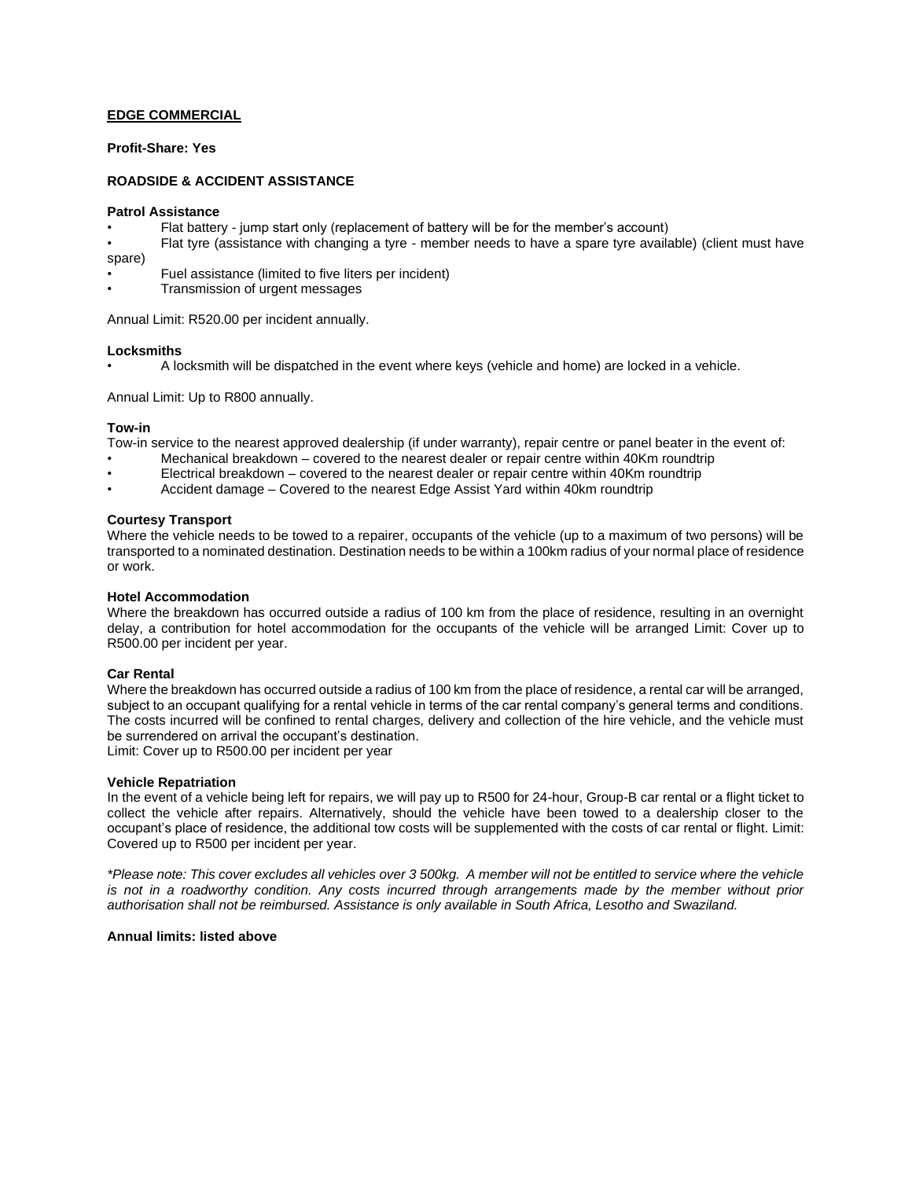**EDGE COMMERCIAL**

**Profit-Share: Yes**

**ROADSIDE & ACCIDENT ASSISTANCE**

**Patrol Assistance**

- Flat battery - jump start only (replacement of battery will be for the member's account)
- Flat tyre (assistance with changing a tyre - member needs to have a spare tyre available) (client must have spare)
- Fuel assistance (limited to five liters per incident)
- Transmission of urgent messages

Annual Limit: R520.00 per incident annually.

**Locksmiths**

- A locksmith will be dispatched in the event where keys (vehicle and home) are locked in a vehicle.

Annual Limit: Up to R800 annually.

**Tow-in**

Tow-in service to the nearest approved dealership (if under warranty), repair centre or panel beater in the event of:

- Mechanical breakdown – covered to the nearest dealer or repair centre within 40Km roundtrip
- Electrical breakdown – covered to the nearest dealer or repair centre within 40Km roundtrip
- Accident damage – Covered to the nearest Edge Assist Yard within 40km roundtrip

**Courtesy Transport**

Where the vehicle needs to be towed to a repairer, occupants of the vehicle (up to a maximum of two persons) will be transported to a nominated destination. Destination needs to be within a 100km radius of your normal place of residence or work.

**Hotel Accommodation**

Where the breakdown has occurred outside a radius of 100 km from the place of residence, resulting in an overnight delay, a contribution for hotel accommodation for the occupants of the vehicle will be arranged Limit: Cover up to R500.00 per incident per year.

**Car Rental**

Where the breakdown has occurred outside a radius of 100 km from the place of residence, a rental car will be arranged, subject to an occupant qualifying for a rental vehicle in terms of the car rental company's general terms and conditions. The costs incurred will be confined to rental charges, delivery and collection of the hire vehicle, and the vehicle must be surrendered on arrival the occupant's destination.
Limit: Cover up to R500.00 per incident per year

**Vehicle Repatriation**

In the event of a vehicle being left for repairs, we will pay up to R500 for 24-hour, Group-B car rental or a flight ticket to collect the vehicle after repairs. Alternatively, should the vehicle have been towed to a dealership closer to the occupant's place of residence, the additional tow costs will be supplemented with the costs of car rental or flight. Limit: Covered up to R500 per incident per year.

*\*Please note: This cover excludes all vehicles over 3 500kg. A member will not be entitled to service where the vehicle is not in a roadworthy condition. Any costs incurred through arrangements made by the member without prior authorisation shall not be reimbursed. Assistance is only available in South Africa, Lesotho and Swaziland.*

**Annual limits: listed above**